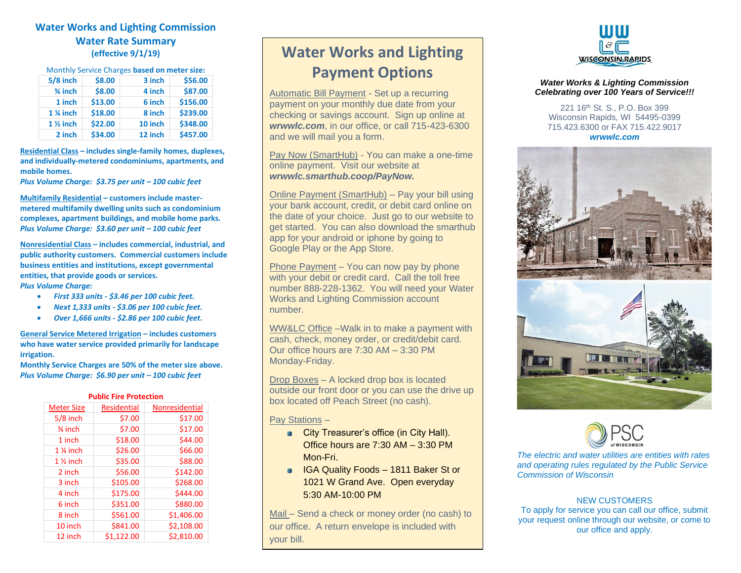## Water Works and Lighting Commission
## Water Rate Summary
**(effective 9/1/19)**

Monthly Service Charges **based on meter size:**

| | | | |
|---|---|---|---|
| 5/8 inch | $8.00 | 3 inch | $56.00 |
| ¾ inch | $8.00 | 4 inch | $87.00 |
| 1 inch | $13.00 | 6 inch | $156.00 |
| 1 ¼ inch | $18.00 | 8 inch | $239.00 |
| 1 ½ inch | $22.00 | 10 inch | $348.00 |
| 2 inch | $34.00 | 12 inch | $457.00 |

**Residential Class – includes single-family homes, duplexes, and individually-metered condominiums, apartments, and mobile homes.**
***Plus Volume Charge: $3.75 per unit – 100 cubic feet***

**Multifamily Residential – customers include master-metered multifamily dwelling units such as condominium complexes, apartment buildings, and mobile home parks.**
***Plus Volume Charge: $3.60 per unit – 100 cubic feet***

**Nonresidential Class – includes commercial, industrial, and public authority customers. Commercial customers include business entities and institutions, except governmental entities, that provide goods or services.**
***Plus Volume Charge:***

- ***First 333 units - $3.46 per 100 cubic feet.***
- ***Next 1,333 units - $3.06 per 100 cubic feet.***
- ***Over 1,666 units - $2.86 per 100 cubic feet.***

**General Service Metered Irrigation – includes customers who have water service provided primarily for landscape irrigation.**
**Monthly Service Charges are 50% of the meter size above.**
***Plus Volume Charge: $6.90 per unit – 100 cubic feet***

**Public Fire Protection**

| Meter Size | Residential | Nonresidential |
|---|---|---|
| 5/8 inch | $7.00 | $17.00 |
| ¾ inch | $7.00 | $17.00 |
| 1 inch | $18.00 | $44.00 |
| 1 ¼ inch | $26.00 | $66.00 |
| 1 ½ inch | $35.00 | $88.00 |
| 2 inch | $56.00 | $142.00 |
| 3 inch | $105.00 | $268.00 |
| 4 inch | $175.00 | $444.00 |
| 6 inch | $351.00 | $880.00 |
| 8 inch | $561.00 | $1,406.00 |
| 10 inch | $841.00 | $2,108.00 |
| 12 inch | $1,122.00 | $2,810.00 |

# Water Works and Lighting Payment Options

Automatic Bill Payment - Set up a recurring payment on your monthly due date from your checking or savings account. Sign up online at ***wrwwlc.com***, in our office, or call 715-423-6300 and we will mail you a form.

Pay Now (SmartHub) - You can make a one-time online payment. Visit our website at ***wrwwlc.smarthub.coop/PayNow.***

Online Payment (SmartHub) – Pay your bill using your bank account, credit, or debit card online on the date of your choice. Just go to our website to get started. You can also download the smarthub app for your android or iphone by going to Google Play or the App Store.

Phone Payment – You can now pay by phone with your debit or credit card. Call the toll free number 888-228-1362. You will need your Water Works and Lighting Commission account number.

WW&LC Office –Walk in to make a payment with cash, check, money order, or credit/debit card. Our office hours are 7:30 AM – 3:30 PM Monday-Friday.

Drop Boxes – A locked drop box is located outside our front door or you can use the drive up box located off Peach Street (no cash).

Pay Stations –

- City Treasurer's office (in City Hall). Office hours are 7:30 AM – 3:30 PM Mon-Fri.
- IGA Quality Foods – 1811 Baker St or 1021 W Grand Ave. Open everyday 5:30 AM-10:00 PM

Mail – Send a check or money order (no cash) to our office. A return envelope is included with your bill.

WW L&C WISCONSIN RAPIDS

***Water Works & Lighting Commission***
***Celebrating over 100 Years of Service!!!***

221 16th St. S., P.O. Box 399
Wisconsin Rapids, WI 54495-0399
715.423.6300 or FAX 715.422.9017
***wrwwlc.com***

PSC of WISCONSIN

*The electric and water utilities are entities with rates and operating rules regulated by the Public Service Commission of Wisconsin*

NEW CUSTOMERS
To apply for service you can call our office, submit your request online through our website, or come to our office and apply.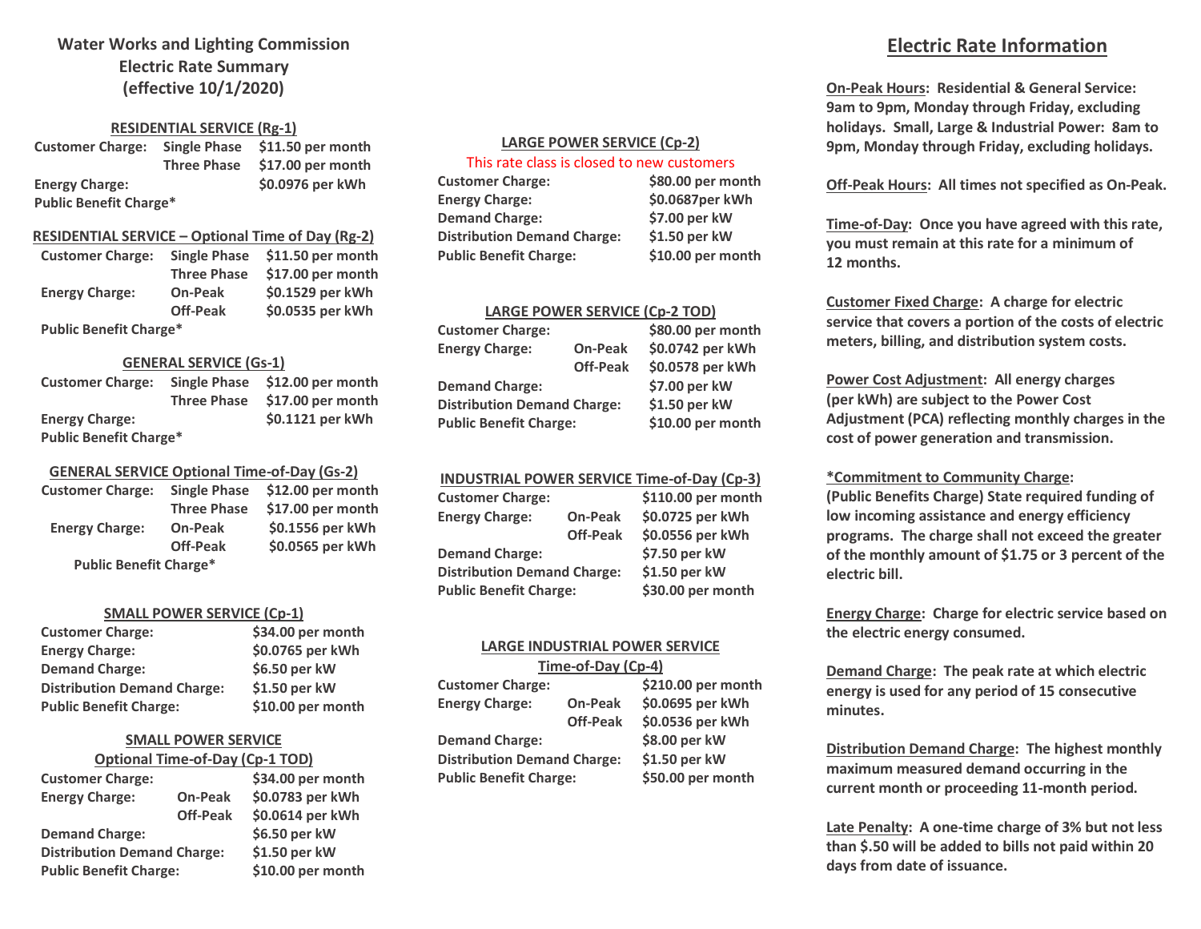# Water Works and Lighting Commission
## Electric Rate Summary
## (effective 10/1/2020)

### RESIDENTIAL SERVICE (Rg-1)

| | | |
|---|---|---|
| Customer Charge: | Single Phase | $11.50 per month |
| | Three Phase | $17.00 per month |
| Energy Charge: | | $0.0976 per kWh |
| Public Benefit Charge* | | |

### RESIDENTIAL SERVICE – Optional Time of Day (Rg-2)

| | | |
|---|---|---|
| Customer Charge: | Single Phase | $11.50 per month |
| | Three Phase | $17.00 per month |
| Energy Charge: | On-Peak | $0.1529 per kWh |
| | Off-Peak | $0.0535 per kWh |
| Public Benefit Charge* | | |

### GENERAL SERVICE (Gs-1)

| | | |
|---|---|---|
| Customer Charge: | Single Phase | $12.00 per month |
| | Three Phase | $17.00 per month |
| Energy Charge: | | $0.1121 per kWh |
| Public Benefit Charge* | | |

### GENERAL SERVICE Optional Time-of-Day (Gs-2)

| | | |
|---|---|---|
| Customer Charge: | Single Phase | $12.00 per month |
| | Three Phase | $17.00 per month |
| Energy Charge: | On-Peak | $0.1556 per kWh |
| | Off-Peak | $0.0565 per kWh |
| Public Benefit Charge* | | |

### SMALL POWER SERVICE (Cp-1)

| | |
|---|---|
| Customer Charge: | $34.00 per month |
| Energy Charge: | $0.0765 per kWh |
| Demand Charge: | $6.50 per kW |
| Distribution Demand Charge: | $1.50 per kW |
| Public Benefit Charge: | $10.00 per month |

### SMALL POWER SERVICE Optional Time-of-Day (Cp-1 TOD)

| | | |
|---|---|---|
| Customer Charge: | | $34.00 per month |
| Energy Charge: | On-Peak | $0.0783 per kWh |
| | Off-Peak | $0.0614 per kWh |
| Demand Charge: | | $6.50 per kW |
| Distribution Demand Charge: | | $1.50 per kW |
| Public Benefit Charge: | | $10.00 per month |

### LARGE POWER SERVICE (Cp-2)

This rate class is closed to new customers

| | |
|---|---|
| Customer Charge: | $80.00 per month |
| Energy Charge: | $0.0687per kWh |
| Demand Charge: | $7.00 per kW |
| Distribution Demand Charge: | $1.50 per kW |
| Public Benefit Charge: | $10.00 per month |

### LARGE POWER SERVICE (Cp-2 TOD)

| | | |
|---|---|---|
| Customer Charge: | | $80.00 per month |
| Energy Charge: | On-Peak | $0.0742 per kWh |
| | Off-Peak | $0.0578 per kWh |
| Demand Charge: | | $7.00 per kW |
| Distribution Demand Charge: | | $1.50 per kW |
| Public Benefit Charge: | | $10.00 per month |

### INDUSTRIAL POWER SERVICE Time-of-Day (Cp-3)

| | | |
|---|---|---|
| Customer Charge: | | $110.00 per month |
| Energy Charge: | On-Peak | $0.0725 per kWh |
| | Off-Peak | $0.0556 per kWh |
| Demand Charge: | | $7.50 per kW |
| Distribution Demand Charge: | | $1.50 per kW |
| Public Benefit Charge: | | $30.00 per month |

### LARGE INDUSTRIAL POWER SERVICE Time-of-Day (Cp-4)

| | | |
|---|---|---|
| Customer Charge: | | $210.00 per month |
| Energy Charge: | On-Peak | $0.0695 per kWh |
| | Off-Peak | $0.0536 per kWh |
| Demand Charge: | | $8.00 per kW |
| Distribution Demand Charge: | | $1.50 per kW |
| Public Benefit Charge: | | $50.00 per month |

## Electric Rate Information

**On-Peak Hours: Residential & General Service: 9am to 9pm, Monday through Friday, excluding holidays. Small, Large & Industrial Power: 8am to 9pm, Monday through Friday, excluding holidays.**

**Off-Peak Hours: All times not specified as On-Peak.**

**Time-of-Day: Once you have agreed with this rate, you must remain at this rate for a minimum of 12 months.**

**Customer Fixed Charge: A charge for electric service that covers a portion of the costs of electric meters, billing, and distribution system costs.**

**Power Cost Adjustment: All energy charges (per kWh) are subject to the Power Cost Adjustment (PCA) reflecting monthly charges in the cost of power generation and transmission.**

**\*Commitment to Community Charge: (Public Benefits Charge) State required funding of low incoming assistance and energy efficiency programs. The charge shall not exceed the greater of the monthly amount of $1.75 or 3 percent of the electric bill.**

**Energy Charge: Charge for electric service based on the electric energy consumed.**

**Demand Charge: The peak rate at which electric energy is used for any period of 15 consecutive minutes.**

**Distribution Demand Charge: The highest monthly maximum measured demand occurring in the current month or proceeding 11-month period.**

**Late Penalty: A one-time charge of 3% but not less than $.50 will be added to bills not paid within 20 days from date of issuance.**